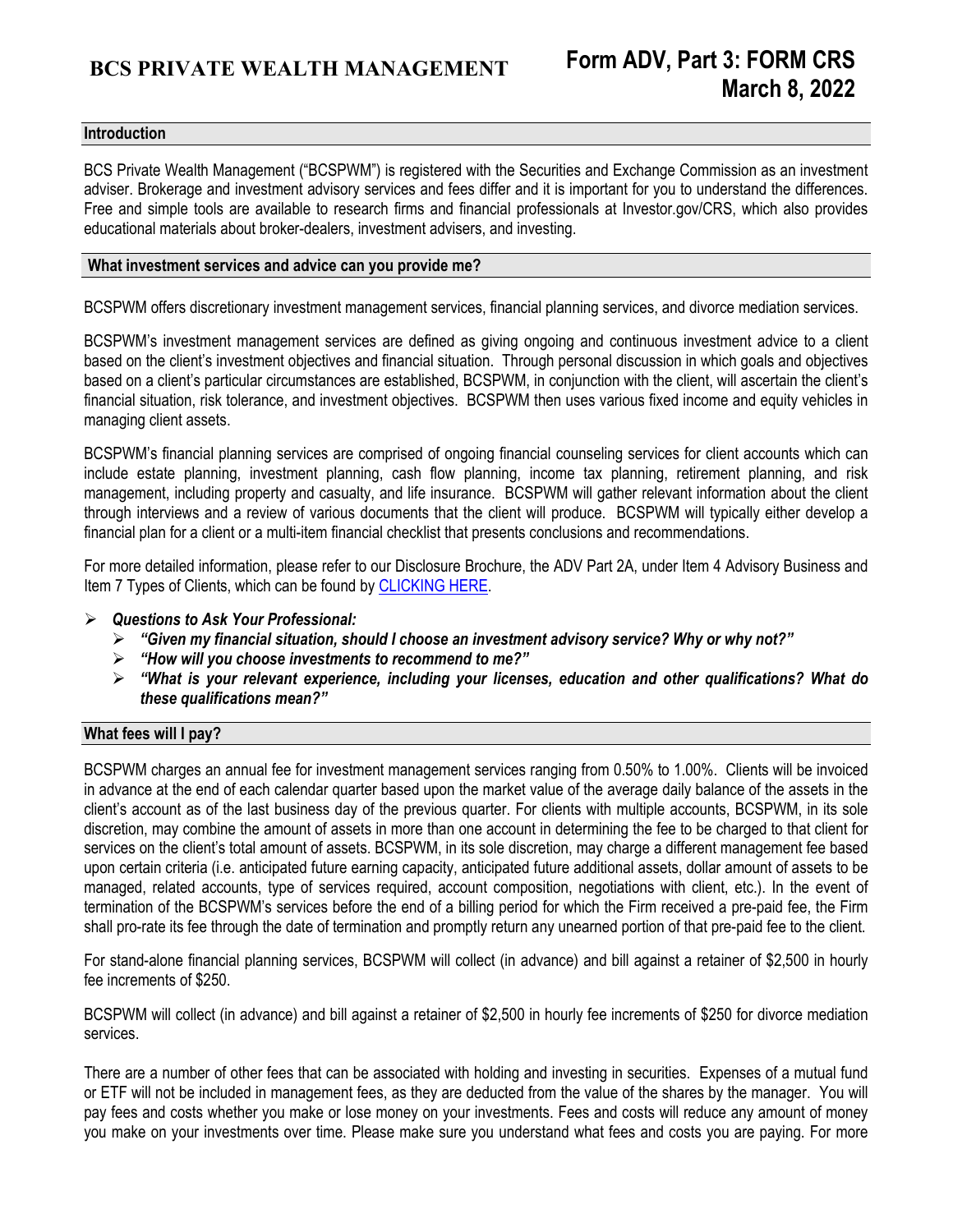# BCS PRIVATE WEALTH MANAGEMENT

# Form ADV, Part 3: FORM CRS
**March 8, 2022**

## Introduction

BCS Private Wealth Management ("BCSPWM") is registered with the Securities and Exchange Commission as an investment adviser. Brokerage and investment advisory services and fees differ and it is important for you to understand the differences. Free and simple tools are available to research firms and financial professionals at Investor.gov/CRS, which also provides educational materials about broker-dealers, investment advisers, and investing.

## What investment services and advice can you provide me?

BCSPWM offers discretionary investment management services, financial planning services, and divorce mediation services.

BCSPWM's investment management services are defined as giving ongoing and continuous investment advice to a client based on the client's investment objectives and financial situation. Through personal discussion in which goals and objectives based on a client's particular circumstances are established, BCSPWM, in conjunction with the client, will ascertain the client's financial situation, risk tolerance, and investment objectives. BCSPWM then uses various fixed income and equity vehicles in managing client assets.

BCSPWM's financial planning services are comprised of ongoing financial counseling services for client accounts which can include estate planning, investment planning, cash flow planning, income tax planning, retirement planning, and risk management, including property and casualty, and life insurance. BCSPWM will gather relevant information about the client through interviews and a review of various documents that the client will produce. BCSPWM will typically either develop a financial plan for a client or a multi-item financial checklist that presents conclusions and recommendations.

For more detailed information, please refer to our Disclosure Brochure, the ADV Part 2A, under Item 4 Advisory Business and Item 7 Types of Clients, which can be found by CLICKING HERE.

- ***Questions to Ask Your Professional:***
  - ***"Given my financial situation, should I choose an investment advisory service? Why or why not?"***
  - ***"How will you choose investments to recommend to me?"***
  - ***"What is your relevant experience, including your licenses, education and other qualifications? What do these qualifications mean?"***

## What fees will I pay?

BCSPWM charges an annual fee for investment management services ranging from 0.50% to 1.00%. Clients will be invoiced in advance at the end of each calendar quarter based upon the market value of the average daily balance of the assets in the client's account as of the last business day of the previous quarter. For clients with multiple accounts, BCSPWM, in its sole discretion, may combine the amount of assets in more than one account in determining the fee to be charged to that client for services on the client's total amount of assets. BCSPWM, in its sole discretion, may charge a different management fee based upon certain criteria (i.e. anticipated future earning capacity, anticipated future additional assets, dollar amount of assets to be managed, related accounts, type of services required, account composition, negotiations with client, etc.). In the event of termination of the BCSPWM's services before the end of a billing period for which the Firm received a pre-paid fee, the Firm shall pro-rate its fee through the date of termination and promptly return any unearned portion of that pre-paid fee to the client.

For stand-alone financial planning services, BCSPWM will collect (in advance) and bill against a retainer of $2,500 in hourly fee increments of $250.

BCSPWM will collect (in advance) and bill against a retainer of $2,500 in hourly fee increments of $250 for divorce mediation services.

There are a number of other fees that can be associated with holding and investing in securities. Expenses of a mutual fund or ETF will not be included in management fees, as they are deducted from the value of the shares by the manager. You will pay fees and costs whether you make or lose money on your investments. Fees and costs will reduce any amount of money you make on your investments over time. Please make sure you understand what fees and costs you are paying. For more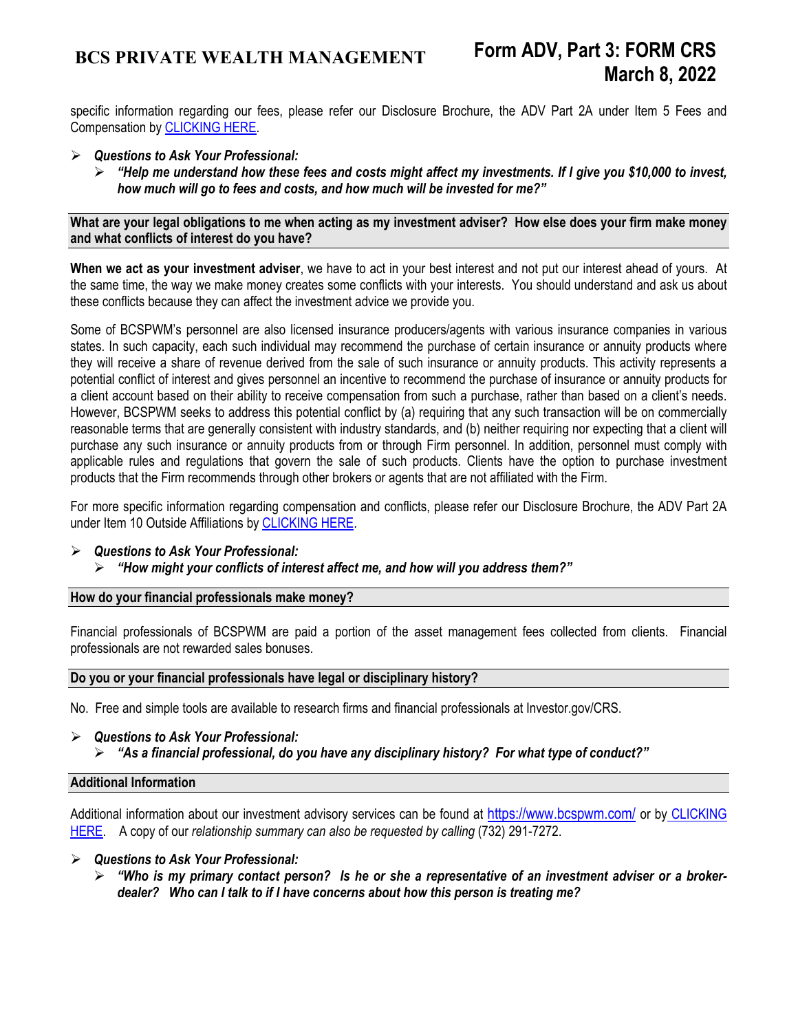specific information regarding our fees, please refer our Disclosure Brochure, the ADV Part 2A under Item 5 Fees and Compensation by [CLICKING HERE](#).

- ***Questions to Ask Your Professional:***
  - ***"Help me understand how these fees and costs might affect my investments. If I give you $10,000 to invest, how much will go to fees and costs, and how much will be invested for me?"***

## What are your legal obligations to me when acting as my investment adviser? How else does your firm make money and what conflicts of interest do you have?

**When we act as your investment adviser**, we have to act in your best interest and not put our interest ahead of yours. At the same time, the way we make money creates some conflicts with your interests. You should understand and ask us about these conflicts because they can affect the investment advice we provide you.

Some of BCSPWM's personnel are also licensed insurance producers/agents with various insurance companies in various states. In such capacity, each such individual may recommend the purchase of certain insurance or annuity products where they will receive a share of revenue derived from the sale of such insurance or annuity products. This activity represents a potential conflict of interest and gives personnel an incentive to recommend the purchase of insurance or annuity products for a client account based on their ability to receive compensation from such a purchase, rather than based on a client's needs. However, BCSPWM seeks to address this potential conflict by (a) requiring that any such transaction will be on commercially reasonable terms that are generally consistent with industry standards, and (b) neither requiring nor expecting that a client will purchase any such insurance or annuity products from or through Firm personnel. In addition, personnel must comply with applicable rules and regulations that govern the sale of such products. Clients have the option to purchase investment products that the Firm recommends through other brokers or agents that are not affiliated with the Firm.

For more specific information regarding compensation and conflicts, please refer our Disclosure Brochure, the ADV Part 2A under Item 10 Outside Affiliations by [CLICKING HERE](#).

- ***Questions to Ask Your Professional:***
  - ***"How might your conflicts of interest affect me, and how will you address them?"***

## How do your financial professionals make money?

Financial professionals of BCSPWM are paid a portion of the asset management fees collected from clients. Financial professionals are not rewarded sales bonuses.

## Do you or your financial professionals have legal or disciplinary history?

No. Free and simple tools are available to research firms and financial professionals at Investor.gov/CRS.

- ***Questions to Ask Your Professional:***
  - ***"As a financial professional, do you have any disciplinary history? For what type of conduct?"***

## Additional Information

Additional information about our investment advisory services can be found at [https://www.bcspwm.com/](https://www.bcspwm.com/) or by [CLICKING HERE](#). A copy of our *relationship summary can also be requested by calling* (732) 291-7272.

- ***Questions to Ask Your Professional:***
  - ***"Who is my primary contact person? Is he or she a representative of an investment adviser or a broker-dealer? Who can I talk to if I have concerns about how this person is treating me?***